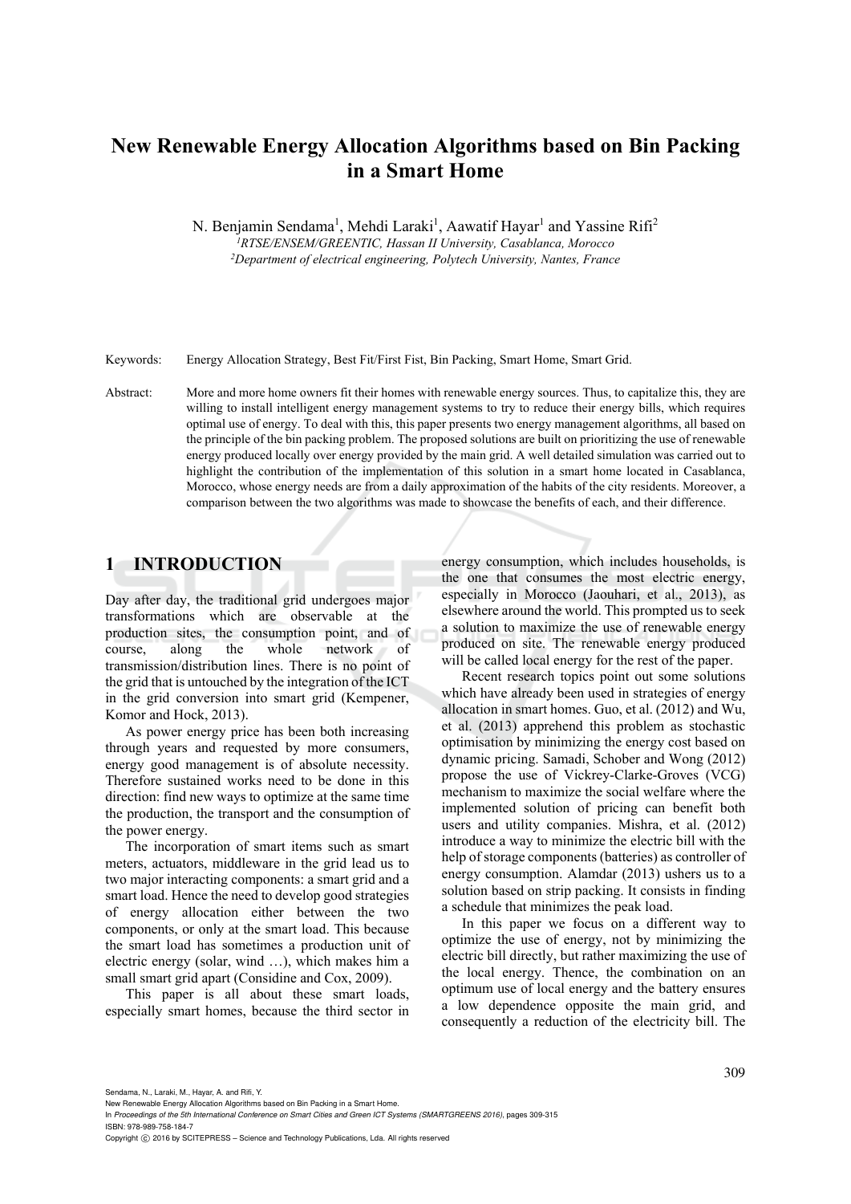# New Renewable Energy Allocation Algorithms based on Bin Packing in a Smart Home

N. Benjamin Sendama[1], Mehdi Laraki[1], Aawatif Hayar[1] and Yassine Rifi[2]

[1]*RTSE/ENSEM/GREENTIC, Hassan II University, Casablanca, Morocco*
[2]*Department of electrical engineering, Polytech University, Nantes, France*

Keywords: Energy Allocation Strategy, Best Fit/First Fist, Bin Packing, Smart Home, Smart Grid.

Abstract: More and more home owners fit their homes with renewable energy sources. Thus, to capitalize this, they are willing to install intelligent energy management systems to try to reduce their energy bills, which requires optimal use of energy. To deal with this, this paper presents two energy management algorithms, all based on the principle of the bin packing problem. The proposed solutions are built on prioritizing the use of renewable energy produced locally over energy provided by the main grid. A well detailed simulation was carried out to highlight the contribution of the implementation of this solution in a smart home located in Casablanca, Morocco, whose energy needs are from a daily approximation of the habits of the city residents. Moreover, a comparison between the two algorithms was made to showcase the benefits of each, and their difference.

## 1 INTRODUCTION

Day after day, the traditional grid undergoes major transformations which are observable at the production sites, the consumption point, and of course, along the whole network of transmission/distribution lines. There is no point of the grid that is untouched by the integration of the ICT in the grid conversion into smart grid (Kempener, Komor and Hock, 2013).

As power energy price has been both increasing through years and requested by more consumers, energy good management is of absolute necessity. Therefore sustained works need to be done in this direction: find new ways to optimize at the same time the production, the transport and the consumption of the power energy.

The incorporation of smart items such as smart meters, actuators, middleware in the grid lead us to two major interacting components: a smart grid and a smart load. Hence the need to develop good strategies of energy allocation either between the two components, or only at the smart load. This because the smart load has sometimes a production unit of electric energy (solar, wind …), which makes him a small smart grid apart (Considine and Cox, 2009).

This paper is all about these smart loads, especially smart homes, because the third sector in energy consumption, which includes households, is the one that consumes the most electric energy, especially in Morocco (Jaouhari, et al., 2013), as elsewhere around the world. This prompted us to seek a solution to maximize the use of renewable energy produced on site. The renewable energy produced will be called local energy for the rest of the paper.

Recent research topics point out some solutions which have already been used in strategies of energy allocation in smart homes. Guo, et al. (2012) and Wu, et al. (2013) apprehend this problem as stochastic optimisation by minimizing the energy cost based on dynamic pricing. Samadi, Schober and Wong (2012) propose the use of Vickrey-Clarke-Groves (VCG) mechanism to maximize the social welfare where the implemented solution of pricing can benefit both users and utility companies. Mishra, et al. (2012) introduce a way to minimize the electric bill with the help of storage components (batteries) as controller of energy consumption. Alamdar (2013) ushers us to a solution based on strip packing. It consists in finding a schedule that minimizes the peak load.

In this paper we focus on a different way to optimize the use of energy, not by minimizing the electric bill directly, but rather maximizing the use of the local energy. Thence, the combination on an optimum use of local energy and the battery ensures a low dependence opposite the main grid, and consequently a reduction of the electricity bill. The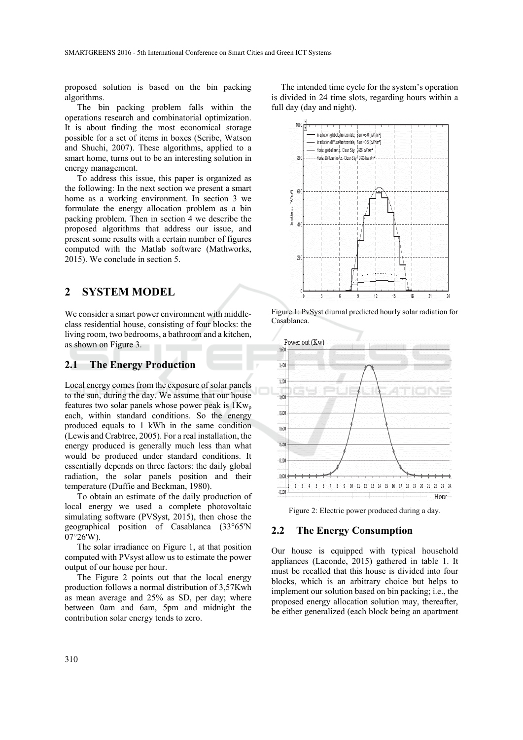proposed solution is based on the bin packing algorithms.

The bin packing problem falls within the operations research and combinatorial optimization. It is about finding the most economical storage possible for a set of items in boxes (Scribe, Watson and Shuchi, 2007). These algorithms, applied to a smart home, turns out to be an interesting solution in energy management.

To address this issue, this paper is organized as the following: In the next section we present a smart home as a working environment. In section 3 we formulate the energy allocation problem as a bin packing problem. Then in section 4 we describe the proposed algorithms that address our issue, and present some results with a certain number of figures computed with the Matlab software (Mathworks, 2015). We conclude in section 5.

## 2 SYSTEM MODEL

We consider a smart power environment with middle-class residential house, consisting of four blocks: the living room, two bedrooms, a bathroom and a kitchen, as shown on Figure 3.

### 2.1 The Energy Production

Local energy comes from the exposure of solar panels to the sun, during the day. We assume that our house features two solar panels whose power peak is $1Kw_p$ each, within standard conditions. So the energy produced equals to 1 kWh in the same condition (Lewis and Crabtree, 2005). For a real installation, the energy produced is generally much less than what would be produced under standard conditions. It essentially depends on three factors: the daily global radiation, the solar panels position and their temperature (Duffie and Beckman, 1980).

To obtain an estimate of the daily production of local energy we used a complete photovoltaic simulating software (PVSyst, 2015), then chose the geographical position of Casablanca (33°65'N 07°26'W).

The solar irradiance on Figure 1, at that position computed with PVsyst allow us to estimate the power output of our house per hour.

The Figure 2 points out that the local energy production follows a normal distribution of 3,57Kwh as mean average and 25% as SD, per day; where between 0am and 6am, 5pm and midnight the contribution solar energy tends to zero.

The intended time cycle for the system's operation is divided in 24 time slots, regarding hours within a full day (day and night).

Figure 1: PvSyst diurnal predicted hourly solar radiation for Casablanca.

Figure 2: Electric power produced during a day.

### 2.2 The Energy Consumption

Our house is equipped with typical household appliances (Laconde, 2015) gathered in table 1. It must be recalled that this house is divided into four blocks, which is an arbitrary choice but helps to implement our solution based on bin packing; i.e., the proposed energy allocation solution may, thereafter, be either generalized (each block being an apartment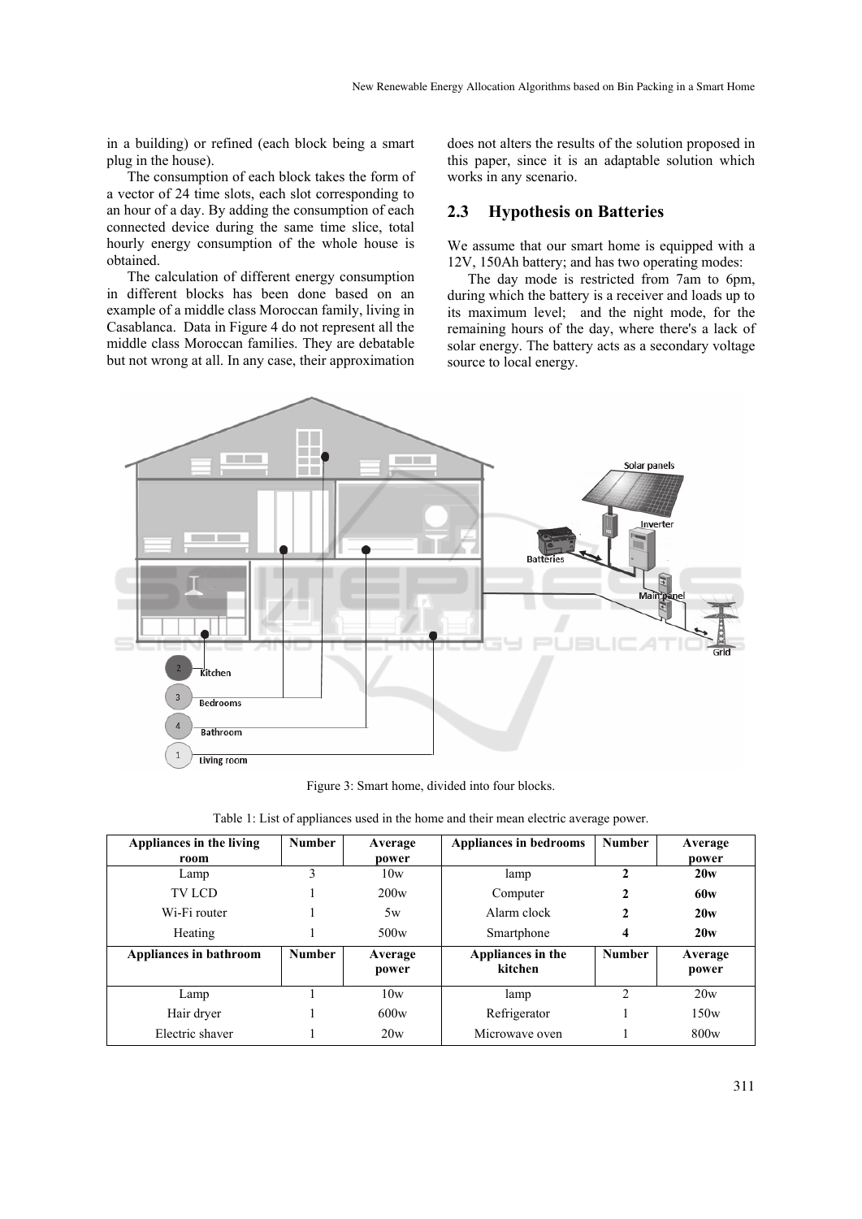in a building) or refined (each block being a smart plug in the house).

The consumption of each block takes the form of a vector of 24 time slots, each slot corresponding to an hour of a day. By adding the consumption of each connected device during the same time slice, total hourly energy consumption of the whole house is obtained.

The calculation of different energy consumption in different blocks has been done based on an example of a middle class Moroccan family, living in Casablanca. Data in Figure 4 do not represent all the middle class Moroccan families. They are debatable but not wrong at all. In any case, their approximation does not alters the results of the solution proposed in this paper, since it is an adaptable solution which works in any scenario.

## 2.3 Hypothesis on Batteries

We assume that our smart home is equipped with a 12V, 150Ah battery; and has two operating modes:

The day mode is restricted from 7am to 6pm, during which the battery is a receiver and loads up to its maximum level; and the night mode, for the remaining hours of the day, where there's a lack of solar energy. The battery acts as a secondary voltage source to local energy.

Figure 3: Smart home, divided into four blocks.

Table 1: List of appliances used in the home and their mean electric average power.

| Appliances in the living room | Number | Average power | Appliances in bedrooms | Number | Average power |
|---|---|---|---|---|---|
| Lamp | 3 | 10w | lamp | **2** | **20w** |
| TV LCD | 1 | 200w | Computer | **2** | **60w** |
| Wi-Fi router | 1 | 5w | Alarm clock | **2** | **20w** |
| Heating | 1 | 500w | Smartphone | **4** | **20w** |
| **Appliances in bathroom** | **Number** | **Average power** | **Appliances in the kitchen** | **Number** | **Average power** |
| Lamp | 1 | 10w | lamp | 2 | 20w |
| Hair dryer | 1 | 600w | Refrigerator | 1 | 150w |
| Electric shaver | 1 | 20w | Microwave oven | 1 | 800w |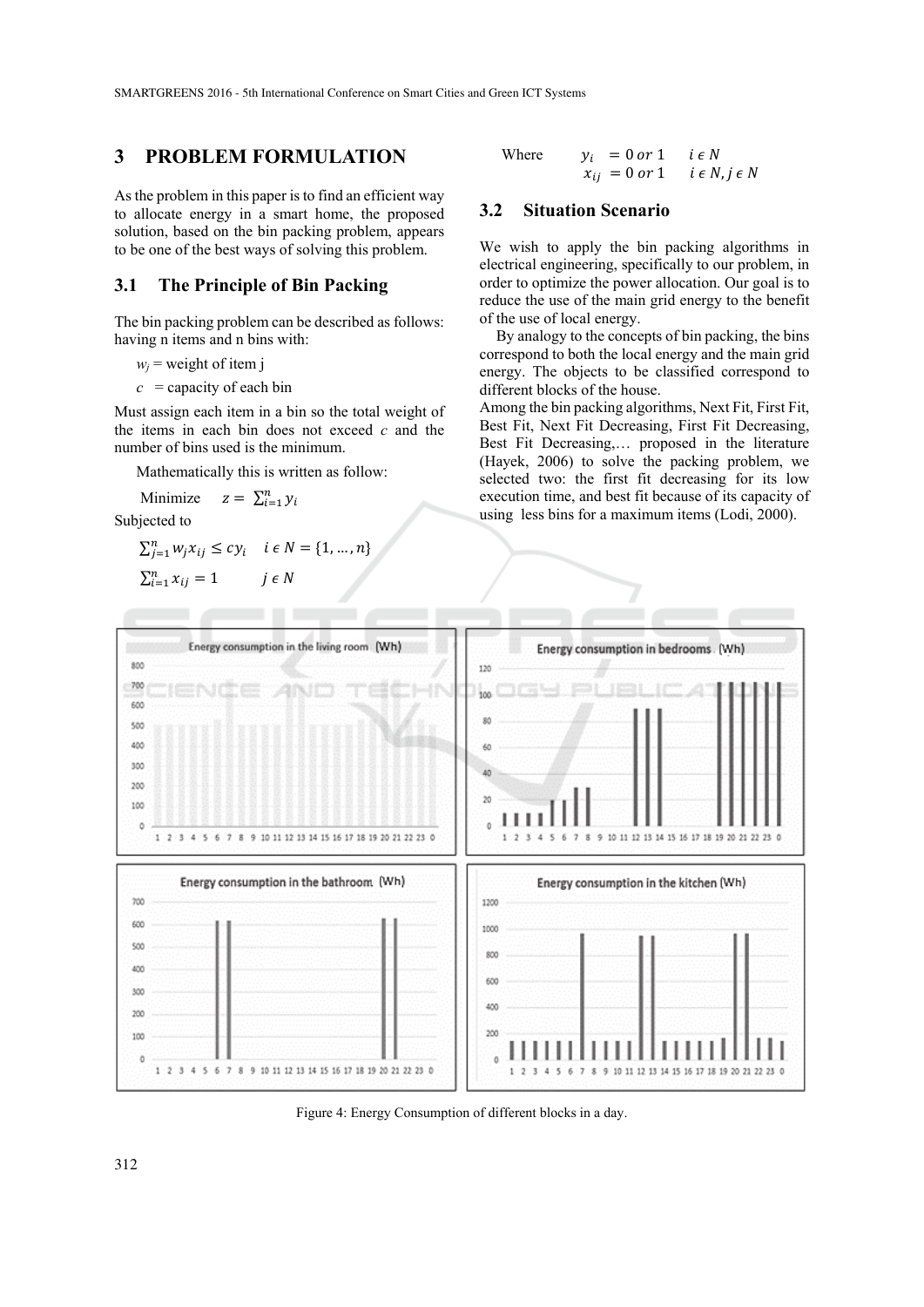## 3 PROBLEM FORMULATION

As the problem in this paper is to find an efficient way to allocate energy in a smart home, the proposed solution, based on the bin packing problem, appears to be one of the best ways of solving this problem.

### 3.1 The Principle of Bin Packing

The bin packing problem can be described as follows: having n items and n bins with:

$w_j$ = weight of item j

$c$ = capacity of each bin

Must assign each item in a bin so the total weight of the items in each bin does not exceed $c$ and the number of bins used is the minimum.

Mathematically this is written as follow:

$$\text{Minimize} \quad z = \sum_{i=1}^{n} y_i$$

Subjected to

$$\sum_{j=1}^{n} w_j x_{ij} \le c y_i \quad i \in N = \{1, \ldots, n\}$$

$$\sum_{i=1}^{n} x_{ij} = 1 \quad j \in N$$

Where
$$y_i = 0 \text{ or } 1 \quad i \in N$$
$$x_{ij} = 0 \text{ or } 1 \quad i \in N, j \in N$$

### 3.2 Situation Scenario

We wish to apply the bin packing algorithms in electrical engineering, specifically to our problem, in order to optimize the power allocation. Our goal is to reduce the use of the main grid energy to the benefit of the use of local energy.

By analogy to the concepts of bin packing, the bins correspond to both the local energy and the main grid energy. The objects to be classified correspond to different blocks of the house.

Among the bin packing algorithms, Next Fit, First Fit, Best Fit, Next Fit Decreasing, First Fit Decreasing, Best Fit Decreasing,… proposed in the literature (Hayek, 2006) to solve the packing problem, we selected two: the first fit decreasing for its low execution time, and best fit because of its capacity of using less bins for a maximum items (Lodi, 2000).

Figure 4: Energy Consumption of different blocks in a day.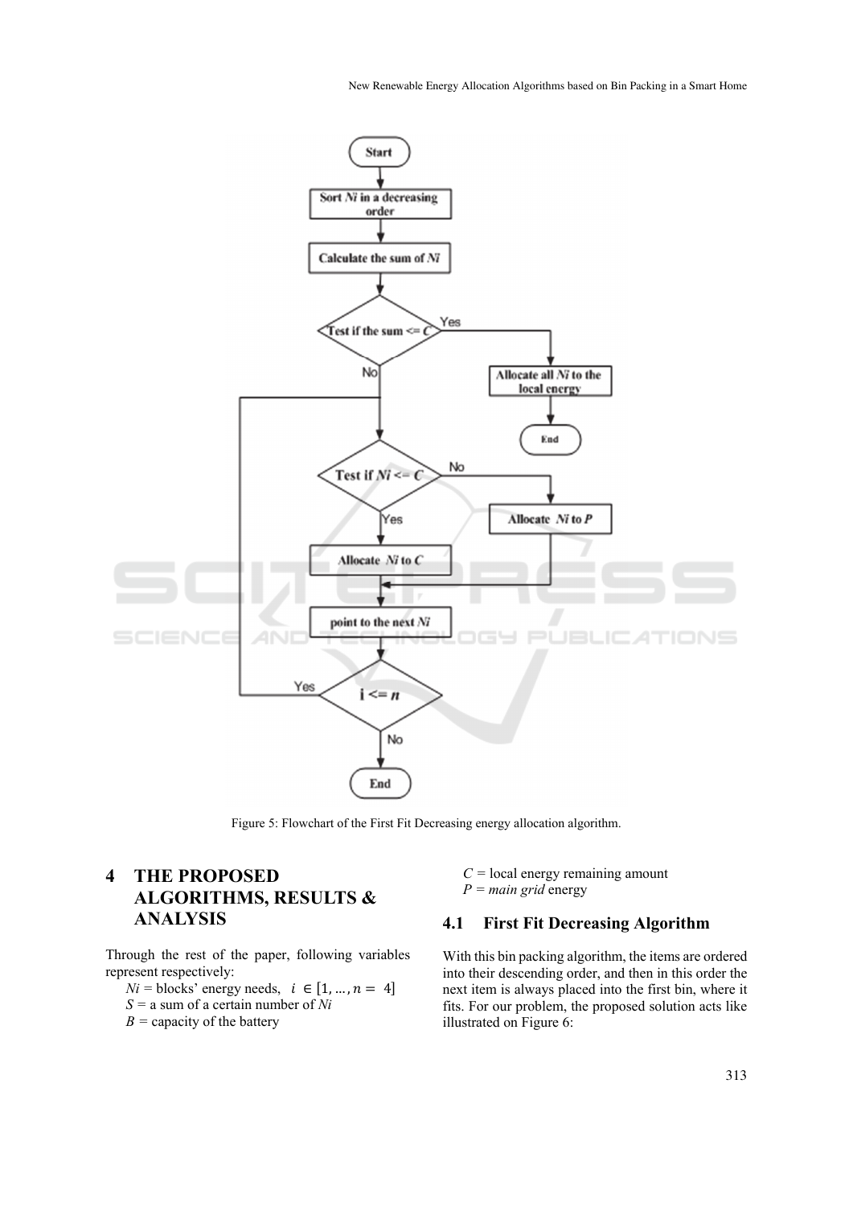Figure 5: Flowchart of the First Fit Decreasing energy allocation algorithm.

## 4 THE PROPOSED ALGORITHMS, RESULTS & ANALYSIS

Through the rest of the paper, following variables represent respectively:

*Ni* = blocks' energy needs, $i \in [1, \ldots, n = 4]$

*S* = a sum of a certain number of *Ni*

*B* = capacity of the battery

*C* = local energy remaining amount

*P* = *main grid* energy

### 4.1 First Fit Decreasing Algorithm

With this bin packing algorithm, the items are ordered into their descending order, and then in this order the next item is always placed into the first bin, where it fits. For our problem, the proposed solution acts like illustrated on Figure 6: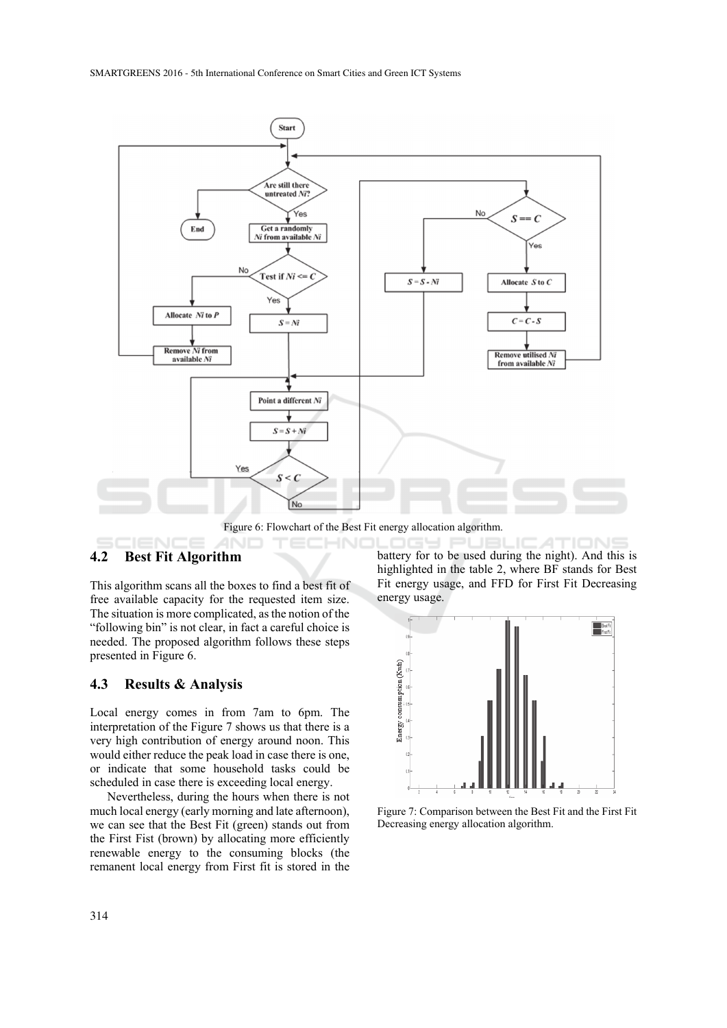Figure 6: Flowchart of the Best Fit energy allocation algorithm.

## 4.2 Best Fit Algorithm

This algorithm scans all the boxes to find a best fit of free available capacity for the requested item size. The situation is more complicated, as the notion of the "following bin" is not clear, in fact a careful choice is needed. The proposed algorithm follows these steps presented in Figure 6.

## 4.3 Results & Analysis

Local energy comes in from 7am to 6pm. The interpretation of the Figure 7 shows us that there is a very high contribution of energy around noon. This would either reduce the peak load in case there is one, or indicate that some household tasks could be scheduled in case there is exceeding local energy.

Nevertheless, during the hours when there is not much local energy (early morning and late afternoon), we can see that the Best Fit (green) stands out from the First Fist (brown) by allocating more efficiently renewable energy to the consuming blocks (the remanent local energy from First fit is stored in the battery for to be used during the night). And this is highlighted in the table 2, where BF stands for Best Fit energy usage, and FFD for First Fit Decreasing energy usage.

Figure 7: Comparison between the Best Fit and the First Fit Decreasing energy allocation algorithm.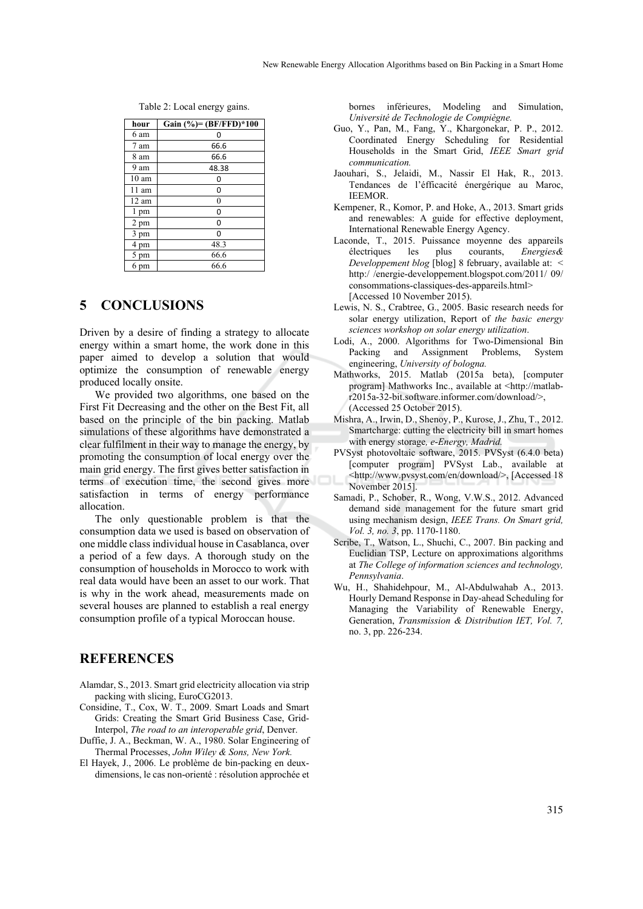Table 2: Local energy gains.

| hour | Gain (%)= (BF/FFD)*100 |
|---|---|
| 6 am | 0 |
| 7 am | 66.6 |
| 8 am | 66.6 |
| 9 am | 48.38 |
| 10 am | 0 |
| 11 am | 0 |
| 12 am | 0 |
| 1 pm | 0 |
| 2 pm | 0 |
| 3 pm | 0 |
| 4 pm | 48.3 |
| 5 pm | 66.6 |
| 6 pm | 66.6 |

## 5 CONCLUSIONS

Driven by a desire of finding a strategy to allocate energy within a smart home, the work done in this paper aimed to develop a solution that would optimize the consumption of renewable energy produced locally onsite.

We provided two algorithms, one based on the First Fit Decreasing and the other on the Best Fit, all based on the principle of the bin packing. Matlab simulations of these algorithms have demonstrated a clear fulfilment in their way to manage the energy, by promoting the consumption of local energy over the main grid energy. The first gives better satisfaction in terms of execution time, the second gives more satisfaction in terms of energy performance allocation.

The only questionable problem is that the consumption data we used is based on observation of one middle class individual house in Casablanca, over a period of a few days. A thorough study on the consumption of households in Morocco to work with real data would have been an asset to our work. That is why in the work ahead, measurements made on several houses are planned to establish a real energy consumption profile of a typical Moroccan house.

## REFERENCES

Alamdar, S., 2013. Smart grid electricity allocation via strip packing with slicing, EuroCG2013.

Considine, T., Cox, W. T., 2009. Smart Loads and Smart Grids: Creating the Smart Grid Business Case, Grid-Interpol, *The road to an interoperable grid*, Denver.

Duffie, J. A., Beckman, W. A., 1980. Solar Engineering of Thermal Processes, *John Wiley & Sons, New York.*

El Hayek, J., 2006. Le problème de bin-packing en deux-dimensions, le cas non-orienté : résolution approchée et bornes inférieures, Modeling and Simulation, *Université de Technologie de Compiègne.*

Guo, Y., Pan, M., Fang, Y., Khargonekar, P. P., 2012. Coordinated Energy Scheduling for Residential Households in the Smart Grid, *IEEE Smart grid communication.*

Jaouhari, S., Jelaidi, M., Nassir El Hak, R., 2013. Tendances de l'éfficacité énergérique au Maroc, IEEMOR.

Kempener, R., Komor, P. and Hoke, A., 2013. Smart grids and renewables: A guide for effective deployment, International Renewable Energy Agency.

Laconde, T., 2015. Puissance moyenne des appareils électriques les plus courants, *Energies& Developpement blog* [blog] 8 february, available at: < http:/ /energie-developpement.blogspot.com/2011/ 09/ consommations-classiques-des-appareils.html> [Accessed 10 November 2015).

Lewis, N. S., Crabtree, G., 2005. Basic research needs for solar energy utilization, Report of *the basic energy sciences workshop on solar energy utilization*.

Lodi, A., 2000. Algorithms for Two-Dimensional Bin Packing and Assignment Problems, System engineering, *University of bologna.*

Mathworks, 2015. Matlab (2015a beta), [computer program] Mathworks Inc., available at <http://matlab-r2015a-32-bit.software.informer.com/download/>, (Accessed 25 October 2015).

Mishra, A., Irwin, D., Shenoy, P., Kurose, J., Zhu, T., 2012. Smartcharge: cutting the electricity bill in smart homes with energy storage*, e-Energy, Madrid.*

PVSyst photovoltaic software, 2015. PVSyst (6.4.0 beta) [computer program] PVSyst Lab., available at <http://www.pvsyst.com/en/download/>, [Accessed 18 November 2015].

Samadi, P., Schober, R., Wong, V.W.S., 2012. Advanced demand side management for the future smart grid using mechanism design, *IEEE Trans. On Smart grid, Vol. 3, no. 3*, pp. 1170-1180.

Scribe, T., Watson, L., Shuchi, C., 2007. Bin packing and Euclidian TSP, Lecture on approximations algorithms at *The College of information sciences and technology, Pennsylvania*.

Wu, H., Shahidehpour, M., Al-Abdulwahab A., 2013. Hourly Demand Response in Day-ahead Scheduling for Managing the Variability of Renewable Energy, Generation, *Transmission & Distribution IET, Vol. 7,* no. 3, pp. 226-234.